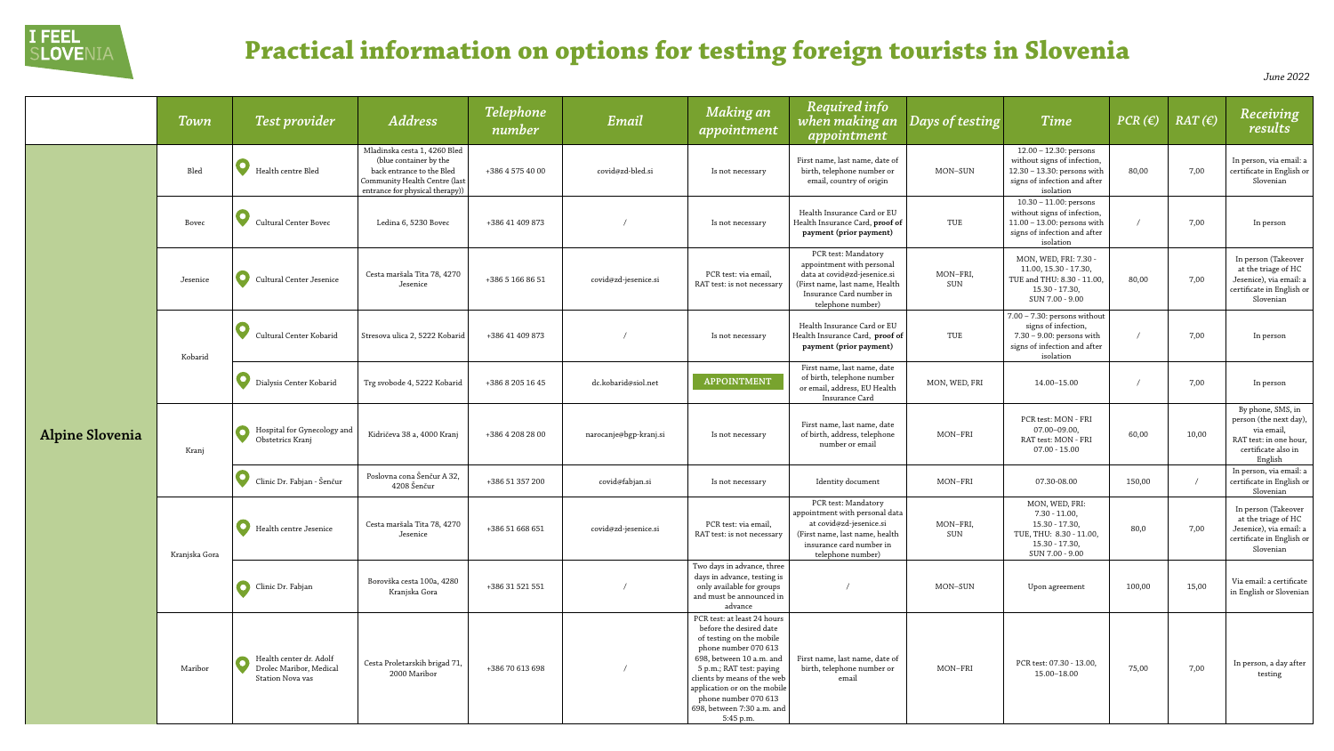# Practical information on options for testing foreign tourists in Slovenia

*June 2022*

| | Town | Test provider | Address | Telephone number | Email | Making an appointment | Required info when making an appointment | Days of testing | Time | PCR (€) | RAT (€) | Receiving results |
|---|---|---|---|---|---|---|---|---|---|---|---|---|
| Alpine Slovenia | Bled | Health centre Bled | Mladinska cesta 1, 4260 Bled (blue container by the back entrance to the Bled Community Health Centre (last entrance for physical therapy)) | +386 4 575 40 00 | covid@zd-bled.si | Is not necessary | First name, last name, date of birth, telephone number or email, country of origin | MON–SUN | 12.00 – 12.30: persons without signs of infection, 12.30 – 13.30: persons with signs of infection and after isolation | 80,00 | 7,00 | In person, via email: a certificate in English or Slovenian |
| | Bovec | Cultural Center Bovec | Ledina 6, 5230 Bovec | +386 41 409 873 | / | Is not necessary | Health Insurance Card or EU Health Insurance Card, **proof of payment (prior payment)** | TUE | 10.30 – 11.00: persons without signs of infection, 11.00 – 13.00: persons with signs of infection and after isolation | / | 7,00 | In person |
| | Jesenice | Cultural Center Jesenice | Cesta maršala Tita 78, 4270 Jesenice | +386 5 166 86 51 | covid@zd-jesenice.si | PCR test: via email, RAT test: is not necessary | PCR test: Mandatory appointment with personal data at covid@zd-jesenice.si (First name, last name, Health Insurance Card number in telephone number) | MON–FRI, SUN | MON, WED, FRI: 7.30 - 11.00, 15.30 - 17.30, TUE and THU: 8.30 - 11.00, 15.30 - 17.30, SUN 7.00 - 9.00 | 80,00 | 7,00 | In person (Takeover at the triage of HC Jesenice), via email: a certificate in English or Slovenian |
| | Kobarid | Cultural Center Kobarid | Stresova ulica 2, 5222 Kobarid | +386 41 409 873 | / | Is not necessary | Health Insurance Card or EU Health Insurance Card, **proof of payment (prior payment)** | TUE | 7.00 – 7.30: persons without signs of infection, 7.30 – 9.00: persons with signs of infection and after isolation | / | 7,00 | In person |
| | | Dialysis Center Kobarid | Trg svobode 4, 5222 Kobarid | +386 8 205 16 45 | dc.kobarid@siol.net | APPOINTMENT | First name, last name, date of birth, telephone number or email, address, EU Health Insurance Card | MON, WED, FRI | 14.00–15.00 | / | 7,00 | In person |
| | Kranj | Hospital for Gynecology and Obstetrics Kranj | Kidričeva 38 a, 4000 Kranj | +386 4 208 28 00 | narocanje@bgp-kranj.si | Is not necessary | First name, last name, date of birth, telephone number or email | MON–FRI | PCR test: MON - FRI 07.00–09.00, RAT test: MON - FRI 07.00 - 15.00 | 60,00 | 10,00 | By phone, SMS, in person (the next day), via email, RAT test: in one hour, certificate also in English |
| | | Clinic Dr. Fabjan - Šenčur | Poslovna cona Šenčur A 32, 4208 Šenčur | +386 51 357 200 | covid@fabjan.si | Is not necessary | Identity document | MON–FRI | 07.30-08.00 | 150,00 | / | In person, via email: a certificate in English or Slovenian |
| | Kranjska Gora | Health centre Jesenice | Cesta maršala Tita 78, 4270 Jesenice | +386 51 668 651 | covid@zd-jesenice.si | PCR test: via email, RAT test: is not necessary | PCR test: Mandatory appointment with personal data at covid@zd-jesenice.si (First name, last name, health insurance card number in telephone number) | MON–FRI, SUN | MON, WED, FRI: 7.30 - 11.00, 15.30 - 17.30, TUE, THU: 8.30 - 11.00, 15.30 - 17.30, SUN 7.00 - 9.00 | 80,0 | 7,00 | In person (Takeover at the triage of HC Jesenice), via email: a certificate in English or Slovenian |
| | | Clinic Dr. Fabjan | Borovška cesta 100a, 4280 Kranjska Gora | +386 31 521 551 | / | Two days in advance, three days in advance, testing is only available for groups and must be announced in advance | / | MON–SUN | Upon agreement | 100,00 | 15,00 | Via email: a certificate in English or Slovenian |
| | Maribor | Health center dr. Adolf Drolec Maribor, Medical Station Nova vas | Cesta Proletarskih brigad 71, 2000 Maribor | +386 70 613 698 | / | PCR test: at least 24 hours before the desired date of testing on the mobile phone number 070 613 698, between 10 a.m. and 5 p.m.; RAT test: paying clients by means of the web application or on the mobile phone number 070 613 698, between 7:30 a.m. and 5:45 p.m. | First name, last name, date of birth, telephone number or email | MON–FRI | PCR test: 07.30 - 13.00, 15.00–18.00 | 75,00 | 7,00 | In person, a day after testing |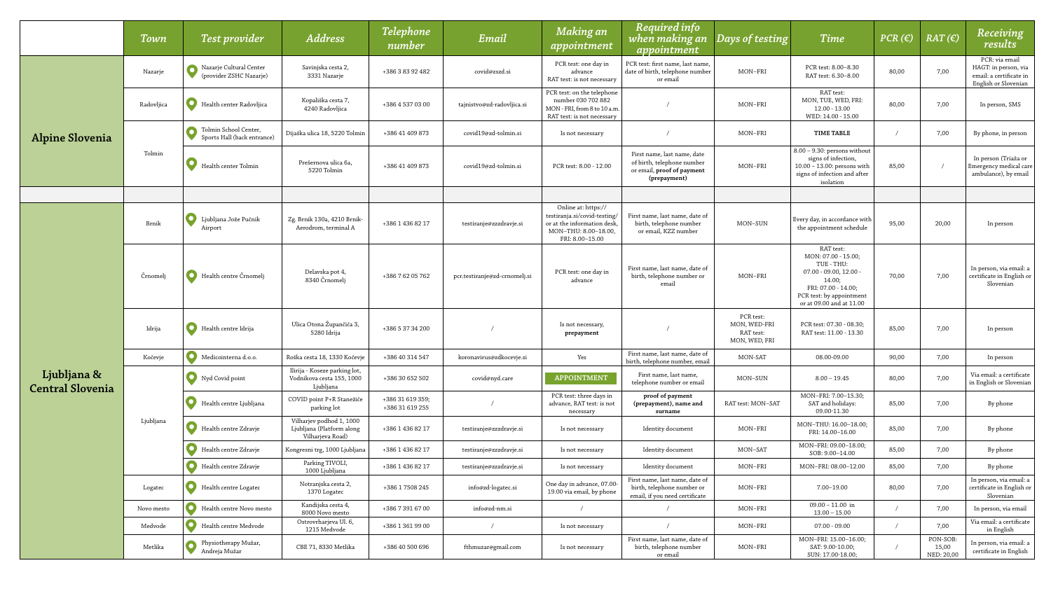| | Town | Test provider | Address | Telephone number | Email | Making an appointment | Required info when making an appointment | Days of testing | Time | PCR (€) | RAT (€) | Receiving results |
|---|---|---|---|---|---|---|---|---|---|---|---|---|
| **Alpine Slovenia** | Nazarje | Nazarje Cultural Center (provider ZSHC Nazarje) | Savinjska cesta 2, 3331 Nazarje | +386 3 83 92 482 | covid@zszd.si | PCR test: one day in advance RAT test: is not necessary | PCR test: first name, last name, date of birth, telephone number or email | MON–FRI | PCR test: 8.00–8.30 RAT test: 6.30–8.00 | 80,00 | 7,00 | PCR: via email HAGT: in person, via email: a certificate in English or Slovenian |
| | Radovljica | Health center Radovljica | Kopališka cesta 7, 4240 Radovljica | +386 4 537 03 00 | tajnistvo@zd-radovljica.si | PCR test: on the telephone number 030 702 882 MON - FRI, from 8 to 10 a.m. RAT test: is not necessary | / | MON–FRI | RAT test: MON, TUE, WED, FRI: 12.00 - 13.00 WED: 14.00 - 15.00 | 80,00 | 7,00 | In person, SMS |
| | Tolmin | Tolmin School Center, Sports Hall (back entrance) | Dijaška ulica 18, 5220 Tolmin | +386 41 409 873 | covid19@zd-tolmin.si | Is not necessary | / | MON–FRI | TIME TABLE | / | 7,00 | By phone, in person |
| | | Health center Tolmin | Prešernova ulica 6a, 5220 Tolmin | +386 41 409 873 | covid19@zd-tolmin.si | PCR test: 8.00 - 12.00 | First name, last name, date of birth, telephone number or email, **proof of payment (prepayment)** | MON–FRI | 8.00 – 9.30: persons without signs of infection, 10.00 – 13.00: persons with signs of infection and after isolation | 85,00 | / | In person (Triaža or Emergency medical care ambulance), by email |
| | | | | | | | | | | | | |
| **Ljubljana & Central Slovenia** | Brnik | Ljubljana Jože Pučnik Airport | Zg. Brnik 130a, 4210 Brnik-Aerodrom, terminal A | +386 1 436 82 17 | testiranje@zzzdravje.si | Online at: https://testiranja.si/covid-testing/ or at the information desk, MON–THU: 8.00–18.00, FRI: 8.00–15.00 | First name, last name, date of birth, telephone number or email, KZZ number | MON–SUN | Every day, in accordance with the appointment schedule | 95,00 | 20,00 | In person |
| | Črnomelj | Health centre Črnomelj | Delavska pot 4, 8340 Črnomelj | +386 7 62 05 762 | pcr.testiranje@zd-crnomelj.si | PCR test: one day in advance | First name, last name, date of birth, telephone number or email | MON–FRI | RAT test: MON: 07.00 - 15.00; TUE - THU: 07.00 - 09.00, 12.00 - 14.00; FRI: 07.00 - 14.00; PCR test: by appointment or at 09.00 and at 11.00 | 70,00 | 7,00 | In person, via email: a certificate in English or Slovenian |
| | Idrija | Health centre Idrija | Ulica Otona Župančiča 3, 5280 Idrija | +386 5 37 34 200 | / | Is not necessary, **prepayment** | / | PCR test: MON, WED-FRI RAT test: MON, WED, FRI | PCR test: 07.30 - 08.30; RAT test: 11.00 - 13.30 | 85,00 | 7,00 | In person |
| | Kočevje | Medicointerna d.o.o. | Roška cesta 18, 1330 Kočevje | +386 40 314 547 | koronavirus@zdkocevje.si | Yes | First name, last name, date of birth, telephone number, email | MON-SAT | 08.00-09.00 | 90,00 | 7,00 | In person |
| | Ljubljana | Nyd Covid point | Ilirija - Koseze parking lot, Vodnikova cesta 155, 1000 Ljubljana | +386 30 652 502 | covid@nyd.care | APPOINTMENT | First name, last name, telephone number or email | MON–SUN | 8.00 – 19.45 | 80,00 | 7,00 | Via email: a certificate in English or Slovenian |
| | | Health centre Ljubljana | COVID point P+R Stanežiče parking lot | +386 31 619 359; +386 31 619 255 | / | PCR test: three days in advance, RAT test: is not necessary | **proof of payment (prepayment), name and surname** | RAT test: MON–SAT | MON–FRI: 7.00–15.30; SAT and holidays: 09.00-11.30 | 85,00 | 7,00 | By phone |
| | | Health centre Zdravje | Vilharjev podhod 1, 1000 Ljubljana (Platform along Vilharjeva Road) | +386 1 436 82 17 | testiranje@zzzdravje.si | Is not necessary | Identity document | MON–FRI | MON–THU: 16.00–18.00; FRI: 14.00–16.00 | 85,00 | 7,00 | By phone |
| | | Health centre Zdravje | Kongresni trg, 1000 Ljubljana | +386 1 436 82 17 | testiranje@zzzdravje.si | Is not necessary | Identity document | MON–SAT | MON–FRI: 09.00–18.00; SOB: 9.00–14.00 | 85,00 | 7,00 | By phone |
| | | Health centre Zdravje | Parking TIVOLI, 1000 Ljubljana | +386 1 436 82 17 | testiranje@zzzdravje.si | Is not necessary | Identity document | MON–FRI | MON–FRI: 08.00–12.00 | 85,00 | 7,00 | By phone |
| | Logatec | Health centre Logatec | Notranjska cesta 2, 1370 Logatec | +386 1 7508 245 | info@zd-logatec.si | One day in advance, 07.00-19.00 via email, by phone | First name, last name, date of birth, telephone number or email, if you need certificate | MON–FRI | 7.00–19.00 | 80,00 | 7,00 | In person, via email: a certificate in English or Slovenian |
| | Novo mesto | Health centre Novo mesto | Kandijska cesta 4, 8000 Novo mesto | +386 7 391 67 00 | info@zd-nm.si | / | / | MON–FRI | 09.00 – 11.00 in 13.00 – 15.00 | / | 7,00 | In person, via email |
| | Medvode | Health centre Medvode | Ostrovrharjeva Ul. 6, 1215 Medvode | +386 1 361 99 00 | / | Is not necessary | / | MON–FRI | 07.00 - 09.00 | / | 7,00 | Via email: a certificate in English |
| | Metlika | Physiotherapy Mužar, Andreja Mužar | CBE 71, 8330 Metlika | +386 40 500 696 | fthmuzar@gmail.com | Is not necessary | First name, last name, date of birth, telephone number or email | MON–FRI | MON–FRI: 15.00–16.00; SAT: 9.00-10.00; SUN: 17.00-18.00; | / | PON-SOB: 15,00 NED: 20,00 | In person, via email: a certificate in English |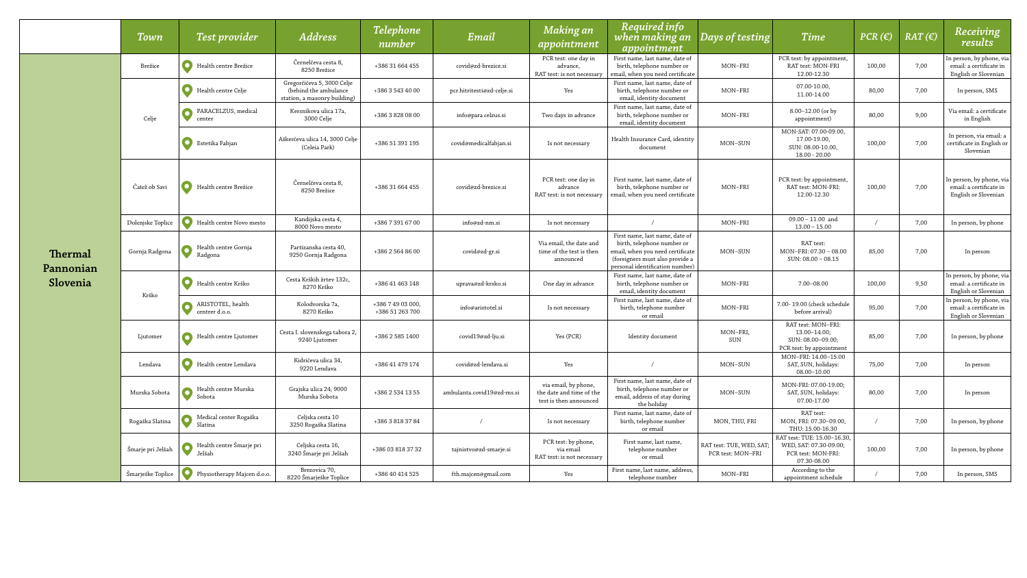| | Town | Test provider | Address | Telephone number | Email | Making an appointment | Required info when making an appointment | Days of testing | Time | PCR (€) | RAT (€) | Receiving results |
|---|---|---|---|---|---|---|---|---|---|---|---|---|
| **Thermal Pannonian Slovenia** | Brežice | Health centre Brežice | Černelčeva cesta 8, 8250 Brežice | +386 31 664 455 | covid@zd-brezice.si | PCR test: one day in advance, RAT test: is not necessary | First name, last name, date of birth, telephone number or email, when you need certificate | MON–FRI | PCR test: by appointment, RAT test: MON-FRI 12.00-12.30 | 100,00 | 7,00 | In person, by phone, via email: a certificate in English or Slovenian |
| | Celje | Health centre Celje | Gregorčičeva 5, 3000 Celje (behind the ambulance station, a masonry building) | +386 3 543 40 00 | pcr.hitritesti@zd-celje.si | Yes | First name, last name, date of birth, telephone number or email, identity document | MON–FRI | 07.00-10.00, 11.00-14.00 | 80,00 | 7,00 | In person, SMS |
| | | PARACELZUS, medical center | Kersnikova ulica 17a, 3000 Celje | +386 3 828 08 00 | info@para celzus.si | Two days in advance | First name, last name, date of birth, telephone number or email, identity document | MON–FRI | 8.00–12.00 (or by appointment) | 80,00 | 9,00 | Via email: a certificate in English |
| | | Estetika Fabjan | Aškerčeva ulica 14, 3000 Celje (Celeia Park) | +386 51 391 195 | covid@medicalfabjan.si | Is not necessary | Health Insurance Card, identity document | MON–SUN | MON-SAT: 07.00-09.00, 17.00-19.00, SUN: 08.00-10.00, 18.00 - 20.00 | 100,00 | 7,00 | In person, via email: a certificate in English or Slovenian |
| | Čatež ob Savi | Health centre Brežice | Černelčeva cesta 8, 8250 Brežice | +386 31 664 455 | covid@zd-brezice.si | PCR test: one day in advance RAT test: is not necessary | First name, last name, date of birth, telephone number or email, when you need certificate | MON–FRI | PCR test: by appointment, RAT test: MON-FRI: 12.00-12.30 | 100,00 | 7,00 | In person, by phone, via email: a certificate in English or Slovenian |
| | Dolenjske Toplice | Health centre Novo mesto | Kandijska cesta 4, 8000 Novo mesto | +386 7 391 67 00 | info@zd-nm.si | Is not necessary | / | MON–FRI | 09.00 – 11.00 and 13.00 – 15.00 | / | 7,00 | In person, by phone |
| | Gornja Radgona | Health centre Gornja Radgona | Partizanska cesta 40, 9250 Gornja Radgona | +386 2 564 86 00 | covid@zd-gr.si | Via email, the date and time of the test is then announced | First name, last name, date of birth, telephone number or email, when you need certificate (foreigners must also provide a personal identification number) | MON–SUN | RAT test: MON–FRI: 07.30 – 08.00 SUN: 08.00 – 08.15 | 85,00 | 7,00 | In person |
| | Krško | Health centre Krško | Cesta Krških žrtev 132c, 8270 Krško | +386 41 463 148 | uprava@zd-krsko.si | One day in advance | First name, last name, date of birth, telephone number or email, identity document | MON–FRI | 7.00–08.00 | 100,00 | 9,50 | In person, by phone, via email: a certificate in English or Slovenian |
| | | ARISTOTEL, health centrer d.o.o. | Kolodvorska 7a, 8270 Krško | +386 7 49 03 000, +386 51 263 700 | info@aristotel.si | Is not necessary | First name, last name, date of birth, telephone number or email | MON–FRI | 7.00- 19.00 (check schedule before arrival) | 95,00 | 7,00 | In person, by phone, via email: a certificate in English or Slovenian |
| | Ljutomer | Health centre Ljutomer | Cesta I. slovenskega tabora 2, 9240 Ljutomer | +386 2 585 1400 | covid19@zd-lju.si | Yes (PCR) | Identity document | MON–FRI, SUN | RAT test: MON–FRI: 13.00–14.00; SUN: 08.00–09.00; PCR test: by appointment | 85,00 | 7,00 | In person, by phone |
| | Lendava | Health centre Lendava | Kidričeva ulica 34, 9220 Lendava | +386 41 479 174 | covid@zd-lendava.si | Yes | / | MON–SUN | MON–FRI: 14.00–15.00 SAT, SUN, holidays: 08.00–10.00 | 75,00 | 7,00 | In person |
| | Murska Sobota | Health centre Murska Sobota | Grajska ulica 24, 9000 Murska Sobota | +386 2 534 13 55 | ambulanta.covid19@zd-ms.si | via email, by phone, the date and time of the test is then announced | First name, last name, date of birth, telephone number or email, address of stay during the holiday | MON–SUN | MON-FRI: 07.00-19.00; SAT, SUN, holidays: 07.00-17.00 | 80,00 | 7,00 | In person |
| | Rogaška Slatina | Medical center Rogaška Slatina | Celjska cesta 10 3250 Rogaška Slatina | +386 3 818 37 84 | / | Is not necessary | First name, last name, date of birth, telephone number or email | MON, THU, FRI | RAT test: MON, FRI: 07.30–09.00, THU: 15.00-16.30 | / | 7,00 | In person, by phone |
| | Šmarje pri Jelšah | Health centre Šmarje pri Jelšah | Celjska cesta 16, 3240 Šmarje pri Jelšah | +386 03 818 37 32 | tajnistvo@zd-smarje.si | PCR test: by phone, via email RAT test: is not necessary | First name, last name, telephone number or email | RAT test: TUE, WED, SAT; PCR test: MON–FRI | RAT test: TUE: 15.00–16.30, WED, SAT: 07.30-09.00; PCR test: MON-FRI: 07.30-08.00 | 100,00 | 7,00 | In person, by phone |
| | Šmarješke Toplice | Physiotherapy Majcen d.o.o. | Brezovica 70, 8220 Šmarješke Toplice | +386 40 414 525 | fth.majcen@gmail.com | Yes | First name, last name, address, telephone number | MON–FRI | According to the appointment schedule | / | 7,00 | In person, SMS |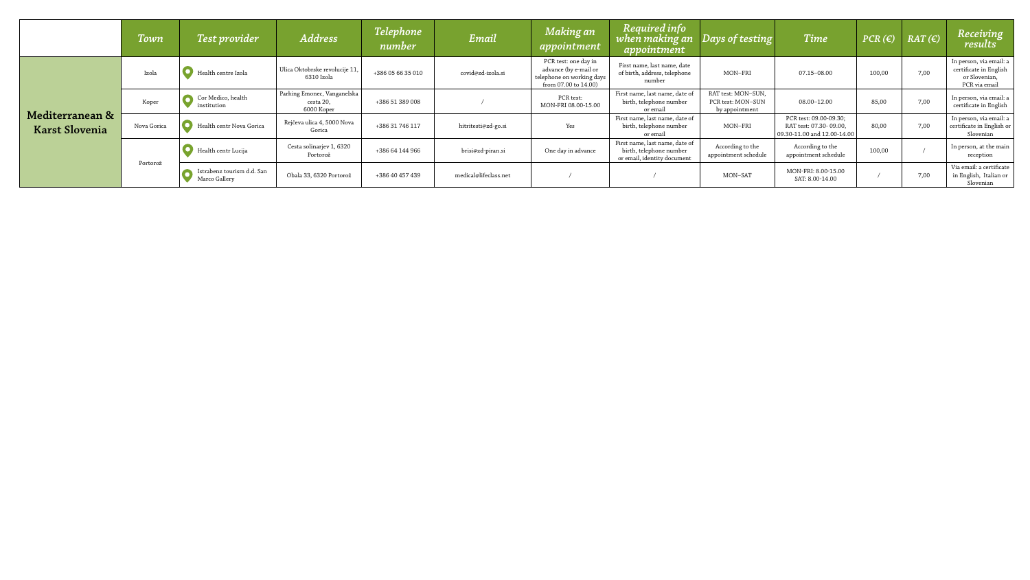| | Town | Test provider | Address | Telephone number | Email | Making an appointment | Required info when making an appointment | Days of testing | Time | PCR (€) | RAT (€) | Receiving results |
|---|---|---|---|---|---|---|---|---|---|---|---|---|
| **Mediterranean & Karst Slovenia** | Izola | Health centre Izola | Ulica Oktobrske revolucije 11, 6310 Izola | +386 05 66 35 010 | covid@zd-izola.si | PCR test: one day in advance (by e-mail or telephone on working days from 07.00 to 14.00) | First name, last name, date of birth, address, telephone number | MON–FRI | 07.15–08.00 | 100,00 | 7,00 | In person, via email: a certificate in English or Slovenian, PCR via email |
| | Koper | Cor Medico, health institution | Parking Emonec, Vanganelska cesta 20, 6000 Koper | +386 51 389 008 | / | PCR test: MON-FRI 08.00-15.00 | First name, last name, date of birth, telephone number or email | RAT test: MON–SUN, PCR test: MON–SUN by appointment | 08.00–12.00 | 85,00 | 7,00 | In person, via email: a certificate in English |
| | Nova Gorica | Health centr Nova Gorica | Rejčeva ulica 4, 5000 Nova Gorica | +386 31 746 117 | hitritesti@zd-go.si | Yes | First name, last name, date of birth, telephone number or email | MON–FRI | PCR test: 09.00-09.30; RAT test: 07.30- 09.00, 09.30-11.00 and 12.00-14.00 | 80,00 | 7,00 | In person, via email: a certificate in English or Slovenian |
| | Portorož | Health centr Lucija | Cesta solinarjev 1, 6320 Portorož | +386 64 144 966 | brisi@zd-piran.si | One day in advance | First name, last name, date of birth, telephone number or email, identity document | According to the appointment schedule | According to the appointment schedule | 100,00 | / | In person, at the main reception |
| | | Istrabenz tourism d.d. San Marco Gallery | Obala 33, 6320 Portorož | +386 40 457 439 | medical@lifeclass.net | / | / | MON–SAT | MON-FRI: 8.00-15.00 SAT: 8.00-14.00 | / | 7,00 | Via email: a certificate in English, Italian or Slovenian |